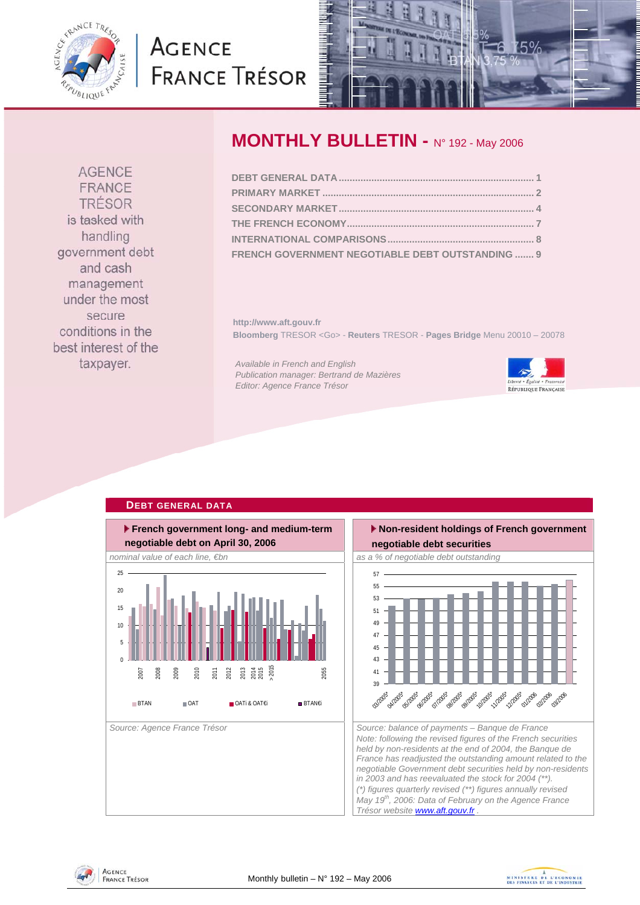# AGENCE FRANCE TRÉSOR

## MONTHLY BULLETIN - N° 192 - May 2006

AGENCE FRANCE TRÉSOR is tasked with handling government debt and cash management under the most secure conditions in the best interest of the taxpayer.

- DEBT GENERAL DATA ....................................................................... 1
- PRIMARY MARKET ............................................................................ 2
- SECONDARY MARKET ....................................................................... 4
- THE FRENCH ECONOMY .................................................................... 7
- INTERNATIONAL COMPARISONS ..................................................... 8
- FRENCH GOVERNMENT NEGOTIABLE DEBT OUTSTANDING ....... 9

**http://www.aft.gouv.fr**
**Bloomberg** TRESOR <Go> - **Reuters** TRESOR - **Pages Bridge** Menu 20010 – 20078

*Available in French and English*
*Publication manager: Bertrand de Mazières*
*Editor: Agence France Trésor*

## DEBT GENERAL DATA

### French government long- and medium-term negotiable debt on April 30, 2006

*nominal value of each line, €bn*

Legend: BTAN, OAT, OATi & OAT€i, BTAN€i

*Source: Agence France Trésor*

### Non-resident holdings of French government negotiable debt securities

*as a % of negotiable debt outstanding*

*Source: balance of payments – Banque de France*
*Note: following the revised figures of the French securities held by non-residents at the end of 2004, the Banque de France has readjusted the outstanding amount related to the negotiable Government debt securities held by non-residents in 2003 and has reevaluated the stock for 2004 (\*\*).*
*(\*) figures quarterly revised (\*\*) figures annually revised*
*May 19th, 2006: Data of February on the Agence France Trésor website www.aft.gouv.fr .*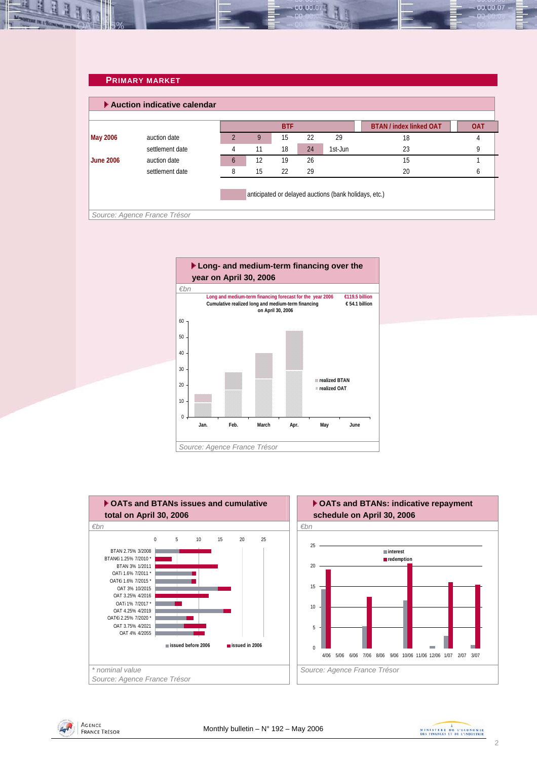## PRIMARY MARKET

### Auction indicative calendar

| | | BTF | | | | | BTAN / index linked OAT | OAT |
|---|---|---|---|---|---|---|---|---|
| **May 2006** | auction date | 2 | 9 | 15 | 22 | 29 | 18 | 4 |
| | settlement date | 4 | 11 | 18 | 24 | 1st-Jun | 23 | 9 |
| **June 2006** | auction date | 6 | 12 | 19 | 26 | | 15 | 1 |
| | settlement date | 8 | 15 | 22 | 29 | | 20 | 6 |

anticipated or delayed auctions (bank holidays, etc.)

*Source: Agence France Trésor*

### Long- and medium-term financing over the year on April 30, 2006

*€bn*

Long and medium-term financing forecast for the year 2006: €119.5 billion
Cumulative realized long and medium-term financing on April 30, 2006: € 54.1 billion

Legend: realized BTAN, realized OAT

Months: Jan., Feb., March, Apr., May, June

*Source: Agence France Trésor*

### OATs and BTANs issues and cumulative total on April 30, 2006

*€bn*

BTAN 2.75% 3/2008; BTAN€i 1.25% 7/2010 *; BTAN 3% 1/2011; OATi 1.6% 7/2011 *; OAT€i 1.6% 7/2015 *; OAT 3% 10/2015; OAT 3.25% 4/2016; OATi 1% 7/2017 *; OAT 4.25% 4/2019; OAT€i 2.25% 7/2020 *; OAT 3.75% 4/2021; OAT 4% 4/2055

Legend: issued before 2006, issued in 2006

*\* nominal value*

*Source: Agence France Trésor*

### OATs and BTANs: indicative repayment schedule on April 30, 2006

*€bn*

Legend: interest, redemption

Months: 4/06, 5/06, 6/06, 7/06, 8/06, 9/06, 10/06, 11/06, 12/06, 1/07, 2/07, 3/07

*Source: Agence France Trésor*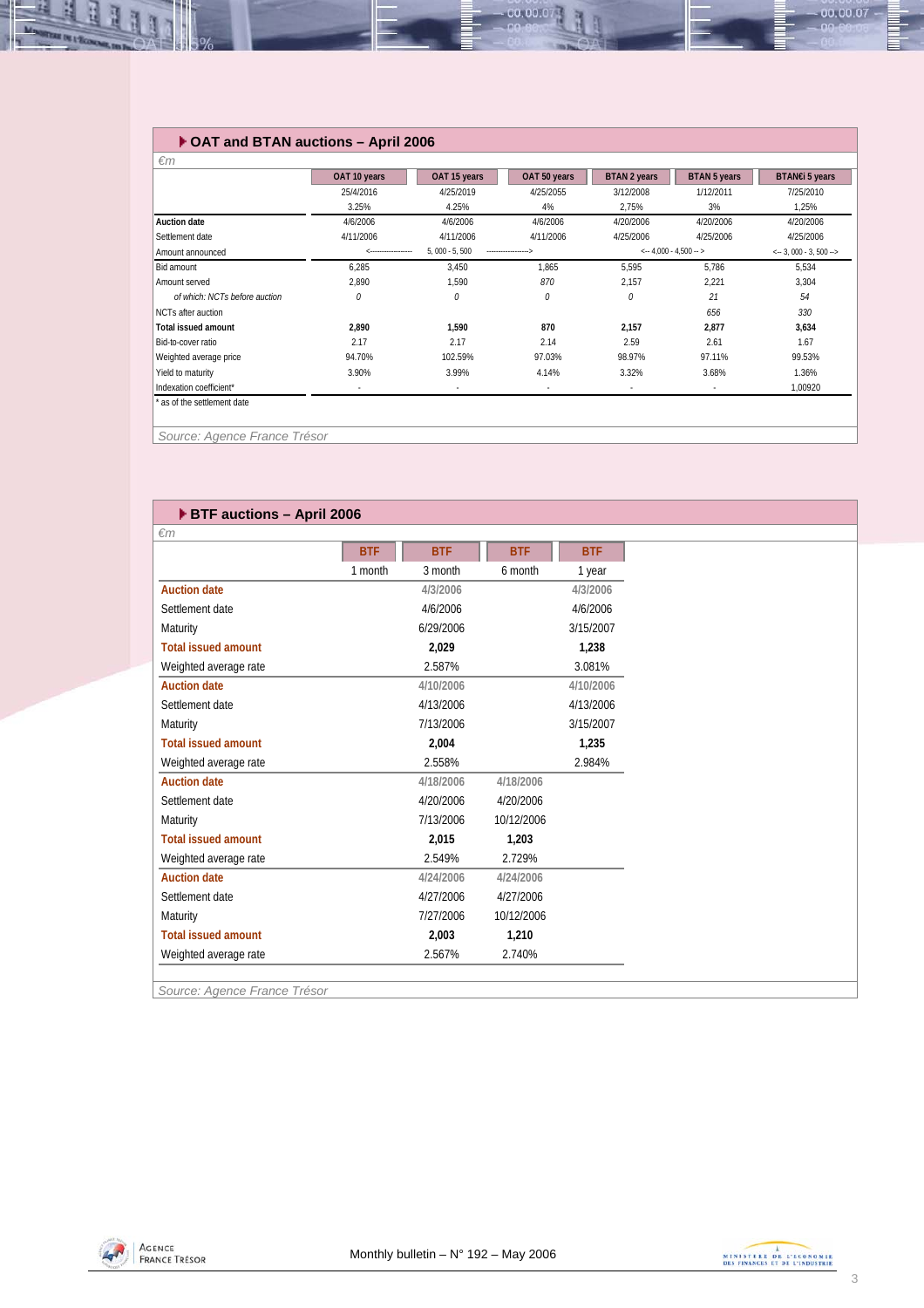## OAT and BTAN auctions – April 2006

€m

| | OAT 10 years | OAT 15 years | OAT 50 years | BTAN 2 years | BTAN 5 years | BTAN€i 5 years |
|---|---|---|---|---|---|---|
| | 25/4/2016 | 4/25/2019 | 4/25/2055 | 3/12/2008 | 1/12/2011 | 7/25/2010 |
| | 3.25% | 4.25% | 4% | 2,75% | 3% | 1,25% |
| **Auction date** | 4/6/2006 | 4/6/2006 | 4/6/2006 | 4/20/2006 | 4/20/2006 | 4/20/2006 |
| Settlement date | 4/11/2006 | 4/11/2006 | 4/11/2006 | 4/25/2006 | 4/25/2006 | 4/25/2006 |
| Amount announced | <------------------ | 5, 000 - 5, 500 | ------------------> | <-- 4,000 - 4,500 -- > | | <-- 3, 000 - 3, 500 --> |
| Bid amount | 6,285 | 3,450 | 1,865 | 5,595 | 5,786 | 5,534 |
| Amount served | 2,890 | 1,590 | *870* | 2,157 | 2,221 | 3,304 |
| *of which: NCTs before auction* | *0* | *0* | *0* | *0* | *21* | *54* |
| NCTs after auction | | | | | *656* | *330* |
| **Total issued amount** | **2,890** | **1,590** | **870** | **2,157** | **2,877** | **3,634** |
| Bid-to-cover ratio | 2.17 | 2.17 | 2.14 | 2.59 | 2.61 | 1.67 |
| Weighted average price | 94.70% | 102.59% | 97.03% | 98.97% | 97.11% | 99.53% |
| Yield to maturity | 3.90% | 3.99% | 4.14% | 3.32% | 3.68% | 1.36% |
| Indexation coefficient* | - | - | - | - | - | 1,00920 |

* as of the settlement date

Source: Agence France Trésor

## BTF auctions – April 2006

€m

| | BTF | BTF | BTF | BTF |
|---|---|---|---|---|
| | 1 month | 3 month | 6 month | 1 year |
| **Auction date** | | 4/3/2006 | | 4/3/2006 |
| Settlement date | | 4/6/2006 | | 4/6/2006 |
| Maturity | | 6/29/2006 | | 3/15/2007 |
| **Total issued amount** | | **2,029** | | **1,238** |
| Weighted average rate | | 2.587% | | 3.081% |
| **Auction date** | | 4/10/2006 | | 4/10/2006 |
| Settlement date | | 4/13/2006 | | 4/13/2006 |
| Maturity | | 7/13/2006 | | 3/15/2007 |
| **Total issued amount** | | **2,004** | | **1,235** |
| Weighted average rate | | 2.558% | | 2.984% |
| **Auction date** | | 4/18/2006 | 4/18/2006 | |
| Settlement date | | 4/20/2006 | 4/20/2006 | |
| Maturity | | 7/13/2006 | 10/12/2006 | |
| **Total issued amount** | | **2,015** | **1,203** | |
| Weighted average rate | | 2.549% | 2.729% | |
| **Auction date** | | 4/24/2006 | 4/24/2006 | |
| Settlement date | | 4/27/2006 | 4/27/2006 | |
| Maturity | | 7/27/2006 | 10/12/2006 | |
| **Total issued amount** | | **2,003** | **1,210** | |
| Weighted average rate | | 2.567% | 2.740% | |

Source: Agence France Trésor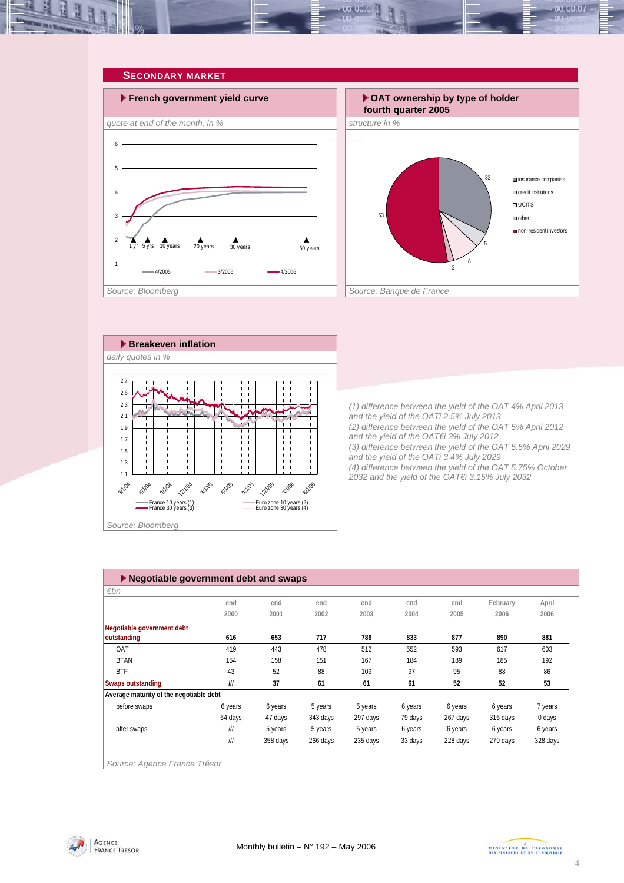## SECONDARY MARKET

### French government yield curve

*quote at end of the month, in %*

Source: Bloomberg

### OAT ownership by type of holder fourth quarter 2005

*structure in %*

Source: Banque de France

### Breakeven inflation

*daily quotes in %*

Source: Bloomberg

*(1) difference between the yield of the OAT 4% April 2013 and the yield of the OATi 2.5% July 2013*
*(2) difference between the yield of the OAT 5% April 2012 and the yield of the OAT€i 3% July 2012*
*(3) difference between the yield of the OAT 5.5% April 2029 and the yield of the OATi 3.4% July 2029*
*(4) difference between the yield of the OAT 5.75% October 2032 and the yield of the OAT€i 3.15% July 2032*

### Negotiable government debt and swaps

*€bn*

| | end 2000 | end 2001 | end 2002 | end 2003 | end 2004 | end 2005 | February 2006 | April 2006 |
|---|---|---|---|---|---|---|---|---|
| **Negotiable government debt outstanding** | **616** | **653** | **717** | **788** | **833** | **877** | **890** | **881** |
| OAT | 419 | 443 | 478 | 512 | 552 | 593 | 617 | 603 |
| BTAN | 154 | 158 | 151 | 167 | 184 | 189 | 185 | 192 |
| BTF | 43 | 52 | 88 | 109 | 97 | 95 | 88 | 86 |
| **Swaps outstanding** | **///** | **37** | **61** | **61** | **61** | **52** | **52** | **53** |
| **Average maturity of the negotiable debt** | | | | | | | | |
| before swaps | 6 years | 6 years | 5 years | 5 years | 6 years | 6 years | 6 years | 7 years |
| | 64 days | 47 days | 343 days | 297 days | 79 days | 267 days | 316 days | 0 days |
| after swaps | /// | 5 years | 5 years | 5 years | 6 years | 6 years | 6 years | 6 years |
| | /// | 358 days | 266 days | 235 days | 33 days | 228 days | 279 days | 328 days |

Source: Agence France Trésor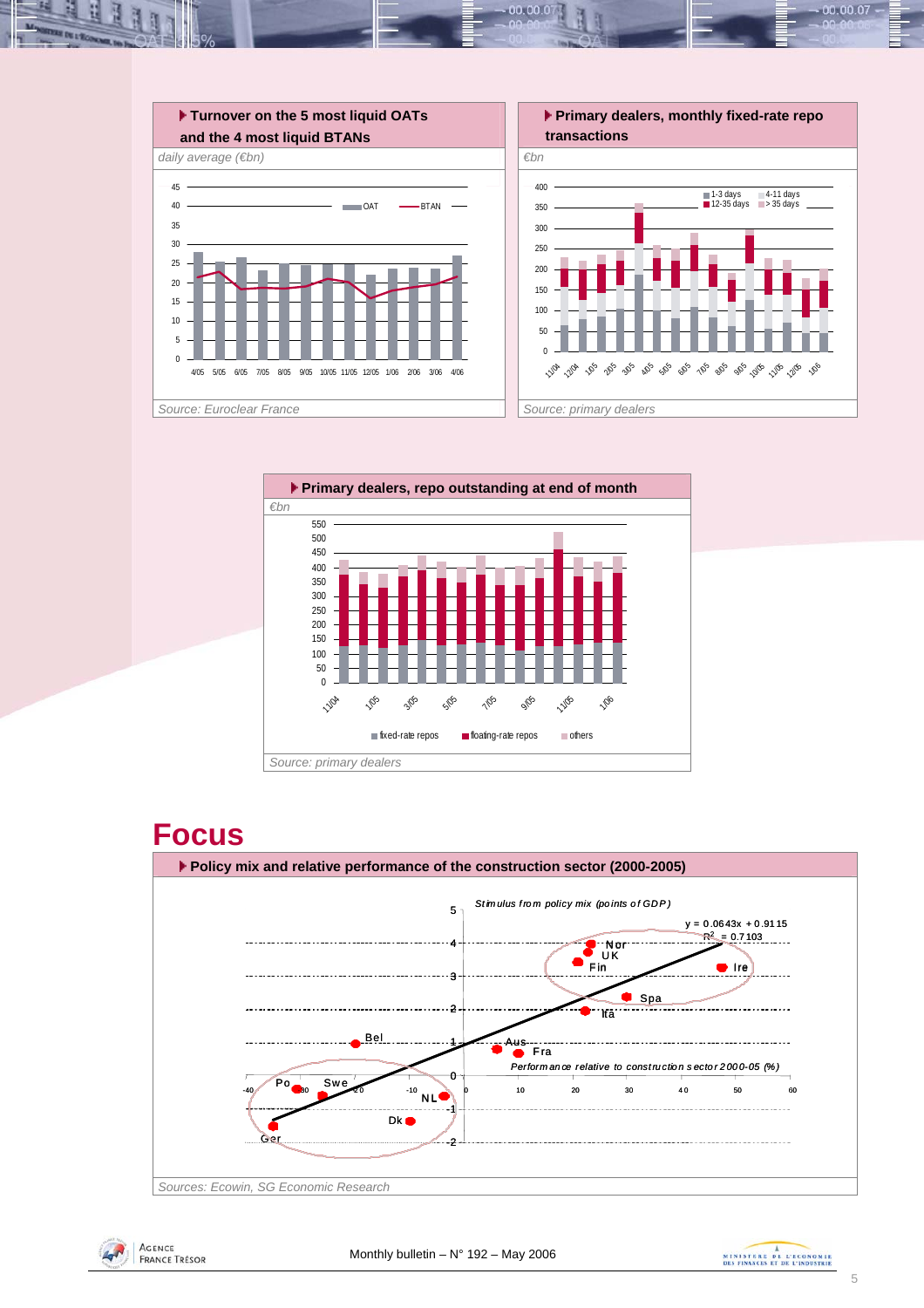**Turnover on the 5 most liquid OATs and the 4 most liquid BTANs**

*daily average (€bn)*

Source: Euroclear France

**Primary dealers, monthly fixed-rate repo transactions**

*€bn*

Source: primary dealers

**Primary dealers, repo outstanding at end of month**

*€bn*

Source: primary dealers

# Focus

**Policy mix and relative performance of the construction sector (2000-2005)**

*Stimulus from policy mix (points of GDP)*

$y = 0.0643x + 0.9115$

$R^2 = 0.7103$

*Performance relative to construction sector 2000-05 (%)*

*Sources: Ecowin, SG Economic Research*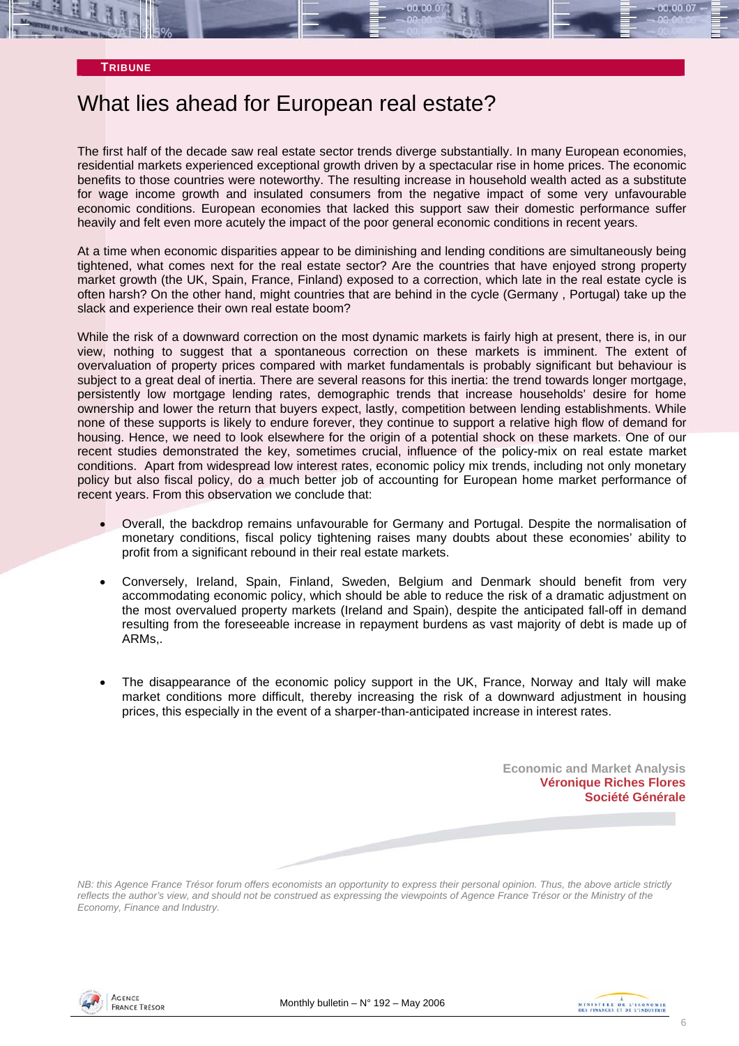**TRIBUNE**

# What lies ahead for European real estate?

The first half of the decade saw real estate sector trends diverge substantially. In many European economies, residential markets experienced exceptional growth driven by a spectacular rise in home prices. The economic benefits to those countries were noteworthy. The resulting increase in household wealth acted as a substitute for wage income growth and insulated consumers from the negative impact of some very unfavourable economic conditions. European economies that lacked this support saw their domestic performance suffer heavily and felt even more acutely the impact of the poor general economic conditions in recent years.

At a time when economic disparities appear to be diminishing and lending conditions are simultaneously being tightened, what comes next for the real estate sector? Are the countries that have enjoyed strong property market growth (the UK, Spain, France, Finland) exposed to a correction, which late in the real estate cycle is often harsh? On the other hand, might countries that are behind in the cycle (Germany , Portugal) take up the slack and experience their own real estate boom?

While the risk of a downward correction on the most dynamic markets is fairly high at present, there is, in our view, nothing to suggest that a spontaneous correction on these markets is imminent. The extent of overvaluation of property prices compared with market fundamentals is probably significant but behaviour is subject to a great deal of inertia. There are several reasons for this inertia: the trend towards longer mortgage, persistently low mortgage lending rates, demographic trends that increase households' desire for home ownership and lower the return that buyers expect, lastly, competition between lending establishments. While none of these supports is likely to endure forever, they continue to support a relative high flow of demand for housing. Hence, we need to look elsewhere for the origin of a potential shock on these markets. One of our recent studies demonstrated the key, sometimes crucial, influence of the policy-mix on real estate market conditions. Apart from widespread low interest rates, economic policy mix trends, including not only monetary policy but also fiscal policy, do a much better job of accounting for European home market performance of recent years. From this observation we conclude that:

- Overall, the backdrop remains unfavourable for Germany and Portugal. Despite the normalisation of monetary conditions, fiscal policy tightening raises many doubts about these economies' ability to profit from a significant rebound in their real estate markets.

- Conversely, Ireland, Spain, Finland, Sweden, Belgium and Denmark should benefit from very accommodating economic policy, which should be able to reduce the risk of a dramatic adjustment on the most overvalued property markets (Ireland and Spain), despite the anticipated fall-off in demand resulting from the foreseeable increase in repayment burdens as vast majority of debt is made up of ARMs,.

- The disappearance of the economic policy support in the UK, France, Norway and Italy will make market conditions more difficult, thereby increasing the risk of a downward adjustment in housing prices, this especially in the event of a sharper-than-anticipated increase in interest rates.

**Economic and Market Analysis**
**Véronique Riches Flores**
**Société Générale**

*NB: this Agence France Trésor forum offers economists an opportunity to express their personal opinion. Thus, the above article strictly reflects the author's view, and should not be construed as expressing the viewpoints of Agence France Trésor or the Ministry of the Economy, Finance and Industry.*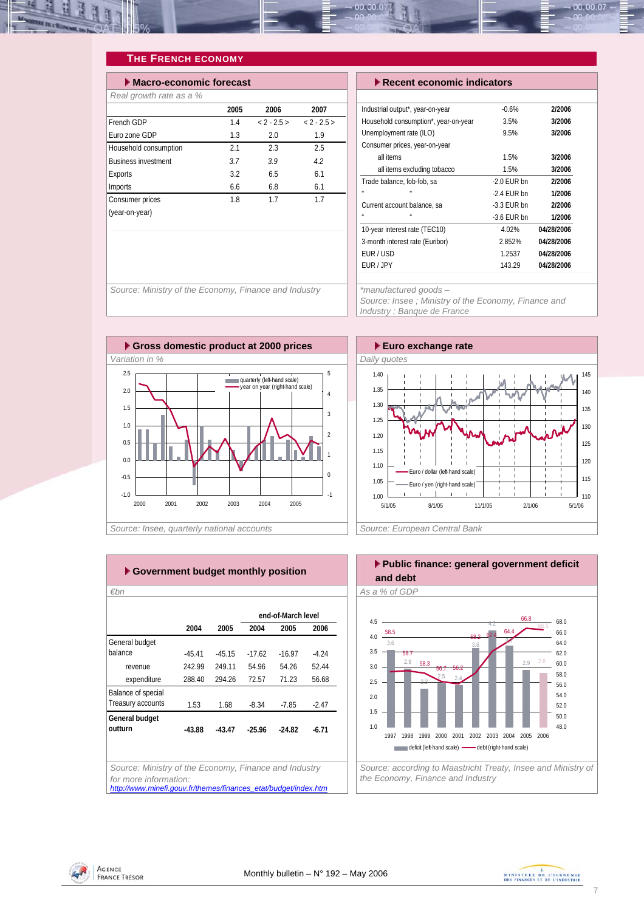## THE FRENCH ECONOMY

### Macro-economic forecast

*Real growth rate as a %*

| | 2005 | 2006 | 2007 |
|---|---|---|---|
| French GDP | 1.4 | < 2 - 2.5 > | < 2 - 2.5 > |
| Euro zone GDP | 1.3 | 2.0 | 1.9 |
| Household consumption | 2.1 | 2.3 | 2.5 |
| Business investment | *3.7* | *3.9* | *4.2* |
| Exports | 3.2 | 6.5 | 6.1 |
| Imports | 6.6 | 6.8 | 6.1 |
| Consumer prices (year-on-year) | 1.8 | 1.7 | 1.7 |

*Source: Ministry of the Economy, Finance and Industry*

### Recent economic indicators

| | | |
|---|---|---|
| Industrial output*, year-on-year | -0.6% | 2/2006 |
| Household consumption*, year-on-year | 3.5% | 3/2006 |
| Unemployment rate (ILO) | 9.5% | 3/2006 |
| Consumer prices, year-on-year | | |
| all items | 1.5% | 3/2006 |
| all items excluding tobacco | 1.5% | 3/2006 |
| Trade balance, fob-fob, sa | -2.0 EUR bn | 2/2006 |
| " " | -2.4 EUR bn | 1/2006 |
| Current account balance, sa | -3.3 EUR bn | 2/2006 |
| " " | -3.6 EUR bn | 1/2006 |
| 10-year interest rate (TEC10) | 4.02% | 04/28/2006 |
| 3-month interest rate (Euribor) | 2.852% | 04/28/2006 |
| EUR / USD | 1.2537 | 04/28/2006 |
| EUR / JPY | 143.29 | 04/28/2006 |

*\*manufactured goods –*
*Source: Insee ; Ministry of the Economy, Finance and Industry ; Banque de France*

### Gross domestic product at 2000 prices

*Variation in %*

*Source: Insee, quarterly national accounts*

### Euro exchange rate

*Daily quotes*

*Source: European Central Bank*

### Government budget monthly position

*€bn*

| | 2004 | 2005 | end-of-March level 2004 | 2005 | 2006 |
|---|---|---|---|---|---|
| General budget balance | -45.41 | -45.15 | -17.62 | -16.97 | -4.24 |
| revenue | 242.99 | 249.11 | 54.96 | 54.26 | 52.44 |
| expenditure | 288.40 | 294.26 | 72.57 | 71.23 | 56.68 |
| Balance of special Treasury accounts | 1.53 | 1.68 | -8.34 | -7.85 | -2.47 |
| **General budget outturn** | **-43.88** | **-43.47** | **-25.96** | **-24.82** | **-6.71** |

*Source: Ministry of the Economy, Finance and Industry for more information:*
*http://www.minefi.gouv.fr/themes/finances_etat/budget/index.htm*

### Public finance: general government deficit and debt

*As a % of GDP*

*Source: according to Maastricht Treaty, Insee and Ministry of the Economy, Finance and Industry*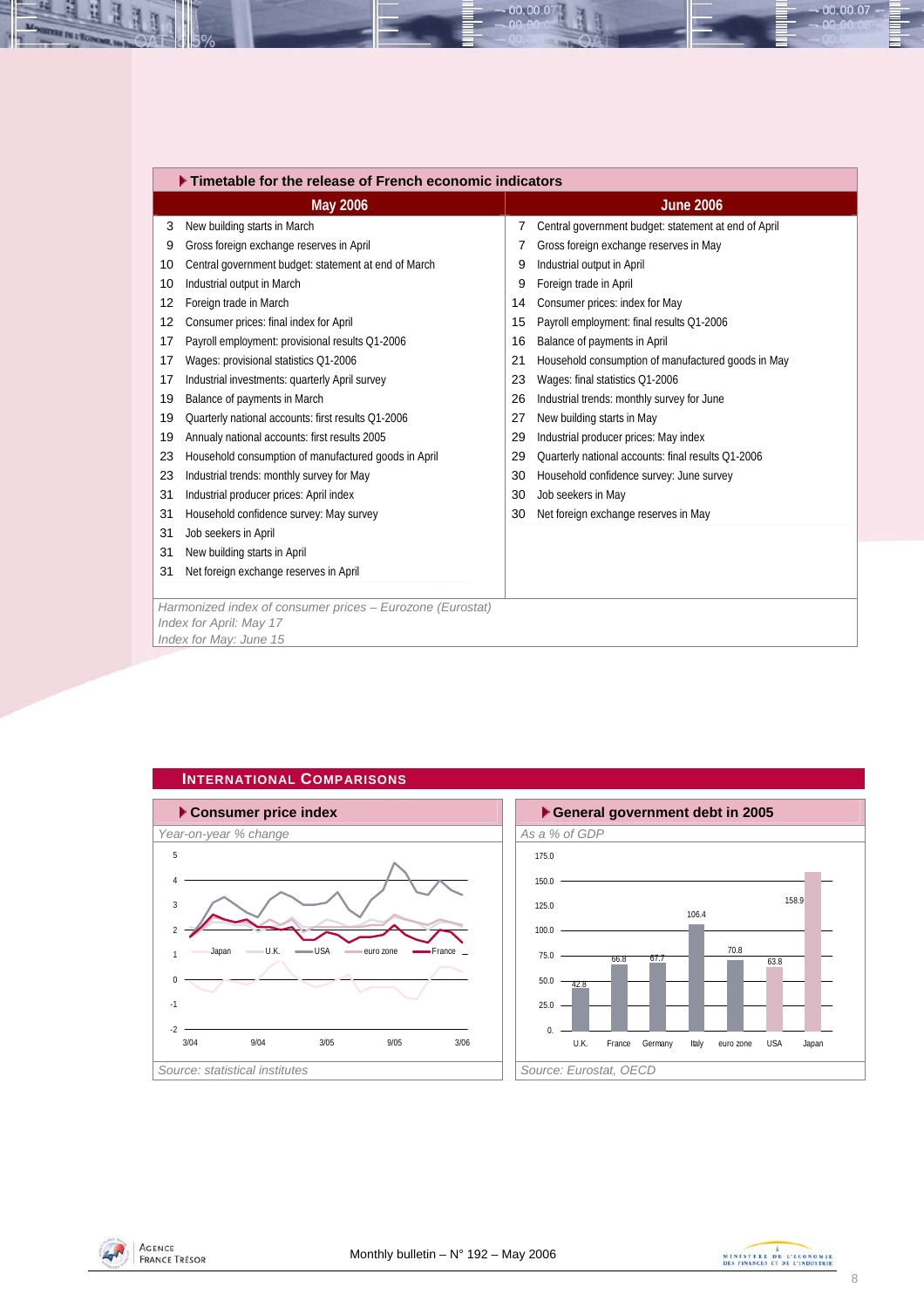## Timetable for the release of French economic indicators

| May 2006 | | June 2006 | |
|---|---|---|---|
| 3 | New building starts in March | 7 | Central government budget: statement at end of April |
| 9 | Gross foreign exchange reserves in April | 7 | Gross foreign exchange reserves in May |
| 10 | Central government budget: statement at end of March | 9 | Industrial output in April |
| 10 | Industrial output in March | 9 | Foreign trade in April |
| 12 | Foreign trade in March | 14 | Consumer prices: index for May |
| 12 | Consumer prices: final index for April | 15 | Payroll employment: final results Q1-2006 |
| 17 | Payroll employment: provisional results Q1-2006 | 16 | Balance of payments in April |
| 17 | Wages: provisional statistics Q1-2006 | 21 | Household consumption of manufactured goods in May |
| 17 | Industrial investments: quarterly April survey | 23 | Wages: final statistics Q1-2006 |
| 19 | Balance of payments in March | 26 | Industrial trends: monthly survey for June |
| 19 | Quarterly national accounts: first results Q1-2006 | 27 | New building starts in May |
| 19 | Annualy national accounts: first results 2005 | 29 | Industrial producer prices: May index |
| 23 | Household consumption of manufactured goods in April | 29 | Quarterly national accounts: final results Q1-2006 |
| 23 | Industrial trends: monthly survey for May | 30 | Household confidence survey: June survey |
| 31 | Industrial producer prices: April index | 30 | Job seekers in May |
| 31 | Household confidence survey: May survey | 30 | Net foreign exchange reserves in May |
| 31 | Job seekers in April | | |
| 31 | New building starts in April | | |
| 31 | Net foreign exchange reserves in April | | |

*Harmonized index of consumer prices – Eurozone (Eurostat)*
*Index for April: May 17*
*Index for May: June 15*

## International Comparisons

### Consumer price index

*Year-on-year % change*

Legend: Japan, U.K., USA, euro zone, France

Source: statistical institutes

### General government debt in 2005

*As a % of GDP*

| U.K. | France | Germany | Italy | euro zone | USA | Japan |
|---|---|---|---|---|---|---|
| 42.8 | 66.8 | 67.7 | 106.4 | 70.8 | 63.8 | 158.9 |

Source: Eurostat, OECD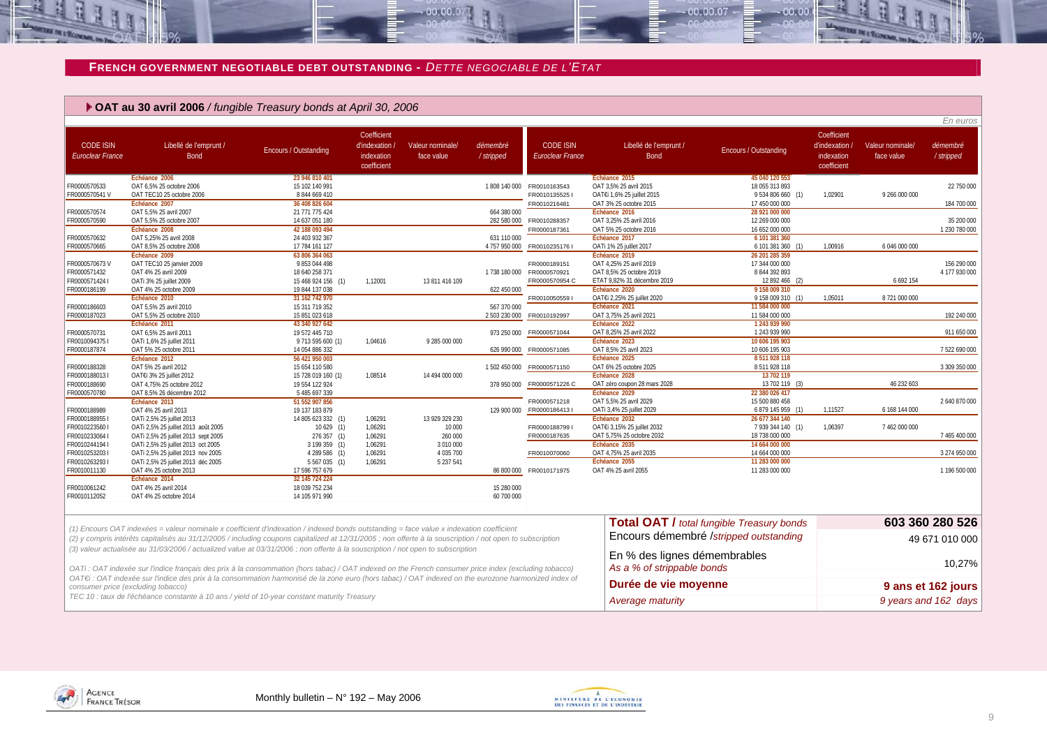## FRENCH GOVERNMENT NEGOTIABLE DEBT OUTSTANDING - *DETTE NEGOCIABLE DE L'ETAT*

### OAT au 30 avril 2006 / *fungible Treasury bonds at April 30, 2006*

*En euros*

| CODE ISIN *Euroclear France* | Libellé de l'emprunt / Bond | Encours / Outstanding | Coefficient d'indexation / indexation coefficient | Valeur nominale/ face value | *démembré / stripped* |
|---|---|---|---|---|---|
| | **Echéance 2006** | **23 946 810 401** | | | |
| FR0000570533 | OAT 6,5% 25 octobre 2006 | 15 102 140 991 | | | 1 808 140 000 |
| FR0000570541 V | OAT TEC10 25 octobre 2006 | 8 844 669 410 | | | |
| | **Echéance 2007** | **36 408 826 604** | | | |
| FR0000570574 | OAT 5,5% 25 avril 2007 | 21 771 775 424 | | | 664 380 000 |
| FR0000570590 | OAT 5,5% 25 octobre 2007 | 14 637 051 180 | | | 282 580 000 |
| | **Echéance 2008** | **42 188 093 494** | | | |
| FR0000570632 | OAT 5,25% 25 avril 2008 | 24 403 932 367 | | | 631 110 000 |
| FR0000570665 | OAT 8,5% 25 octobre 2008 | 17 784 161 127 | | | 4 757 950 000 |
| | **Echéance 2009** | **63 806 364 063** | | | |
| FR0000570673 V | OAT TEC10 25 janvier 2009 | 9 853 044 498 | | | |
| FR0000571432 | OAT 4% 25 avril 2009 | 18 640 258 371 | | | 1 738 180 000 |
| FR0000571424 I | OATi 3% 25 juillet 2009 | 15 468 924 156 (1) | 1,12001 | 13 811 416 109 | |
| FR0000186199 | OAT 4% 25 octobre 2009 | 19 844 137 038 | | | 622 450 000 |
| | **Echéance 2010** | **31 162 742 970** | | | |
| FR0000186603 | OAT 5,5% 25 avril 2010 | 15 311 719 352 | | | 567 370 000 |
| FR0000187023 | OAT 5,5% 25 octobre 2010 | 15 851 023 618 | | | 2 503 230 000 |
| | **Echéance 2011** | **43 340 927 642** | | | |
| FR0000570731 | OAT 6,5% 25 avril 2011 | 19 572 445 710 | | | 973 250 000 |
| FR0010094375 I | OATi 1,6% 25 juillet 2011 | 9 713 595 600 (1) | 1,04616 | 9 285 000 000 | |
| FR0000187874 | OAT 5% 25 octobre 2011 | 14 054 886 332 | | | 626 990 000 |
| | **Echéance 2012** | **56 421 950 003** | | | |
| FR0000188328 | OAT 5% 25 avril 2012 | 15 654 110 580 | | | 1 502 450 000 |
| FR0000188013 I | OAT€i 3% 25 juillet 2012 | 15 728 019 160 (1) | 1,08514 | 14 494 000 000 | |
| FR0000188690 | OAT 4,75% 25 octobre 2012 | 19 554 122 924 | | | 378 950 000 |
| FR0000570780 | OAT 8,5% 26 décembre 2012 | 5 485 697 339 | | | |
| | **Echéance 2013** | **51 552 907 856** | | | |
| FR0000188989 | OAT 4% 25 avril 2013 | 19 137 183 879 | | | 129 900 000 |
| FR0000188955 I | OATi 2,5% 25 juillet 2013 | 14 805 623 332 (1) | 1,06291 | 13 929 329 230 | |
| FR0010223560 I | OATi 2,5% 25 juillet 2013 août 2005 | 10 629 (1) | 1,06291 | 10 000 | |
| FR0010233064 I | OATi 2,5% 25 juillet 2013 sept 2005 | 276 357 (1) | 1,06291 | 260 000 | |
| FR0010244194 I | OATi 2,5% 25 juillet 2013 oct 2005 | 3 199 359 (1) | 1,06291 | 3 010 000 | |
| FR0010253203 I | OATi 2,5% 25 juillet 2013 nov 2005 | 4 289 586 (1) | 1,06291 | 4 035 700 | |
| FR0010263293 I | OATi 2,5% 25 juillet 2013 déc 2005 | 5 567 035 (1) | 1,06291 | 5 237 541 | |
| FR0010011130 | OAT 4% 25 octobre 2013 | 17 596 757 679 | | | 86 800 000 |
| | **Echéance 2014** | **32 145 724 224** | | | |
| FR0010061242 | OAT 4% 25 avril 2014 | 18 039 752 234 | | | 15 280 000 |
| FR0010112052 | OAT 4% 25 octobre 2014 | 14 105 971 990 | | | 60 700 000 |
| | **Echéance 2015** | **45 040 120 553** | | | |
| FR0010163543 | OAT 3,5% 25 avril 2015 | 18 055 313 893 | | | 22 750 000 |
| FR0010135525 I | OAT€i 1,6% 25 juillet 2015 | 9 534 806 660 (1) | 1,02901 | 9 266 000 000 | |
| FR0010216481 | OAT 3% 25 octobre 2015 | 17 450 000 000 | | | 184 700 000 |
| | **Echéance 2016** | **28 921 000 000** | | | |
| FR0010288357 | OAT 3,25% 25 avril 2016 | 12 269 000 000 | | | 35 200 000 |
| FR0000187361 | OAT 5% 25 octobre 2016 | 16 652 000 000 | | | 1 230 780 000 |
| | **Echéance 2017** | **6 101 381 360** | | | |
| FR0010235176 I | OATi 1% 25 juillet 2017 | 6 101 381 360 (1) | 1,00916 | 6 046 000 000 | |
| | **Echéance 2019** | **26 201 285 359** | | | |
| FR0000189151 | OAT 4,25% 25 avril 2019 | 17 344 000 000 | | | 156 290 000 |
| FR0000570921 | OAT 8,5% 25 octobre 2019 | 8 844 392 893 | | | 4 177 930 000 |
| FR0000570954 C | ETAT 9,82% 31 décembre 2019 | 12 892 466 (2) | | 6 692 154 | |
| | **Echéance 2020** | **9 158 009 310** | | | |
| FR0010050559 I | OAT€i 2,25% 25 juillet 2020 | 9 158 009 310 (1) | 1,05011 | 8 721 000 000 | |
| | **Echéance 2021** | **11 584 000 000** | | | |
| FR0010192997 | OAT 3,75% 25 avril 2021 | 11 584 000 000 | | | 192 240 000 |
| | **Echéance 2022** | **1 243 939 990** | | | |
| FR0000571044 | OAT 8,25% 25 avril 2022 | 1 243 939 990 | | | 911 650 000 |
| | **Echéance 2023** | **10 606 195 903** | | | |
| FR0000571085 | OAT 8,5% 25 avril 2023 | 10 606 195 903 | | | 7 522 690 000 |
| | **Echéance 2025** | **8 511 928 118** | | | |
| FR0000571150 | OAT 6% 25 octobre 2025 | 8 511 928 118 | | | 3 309 350 000 |
| | **Echéance 2028** | **13 702 119** | | | |
| FR0000571226 C | OAT zéro coupon 28 mars 2028 | 13 702 119 (3) | | 46 232 603 | |
| | **Echéance 2029** | **22 380 026 417** | | | |
| FR0000571218 | OAT 5,5% 25 avril 2029 | 15 500 880 458 | | | 2 640 870 000 |
| FR0000186413 I | OATi 3,4% 25 juillet 2029 | 6 879 145 959 (1) | 1,11527 | 6 168 144 000 | |
| | **Echéance 2032** | **26 677 344 140** | | | |
| FR0000188799 I | OAT€i 3,15% 25 juillet 2032 | 7 939 344 140 (1) | 1,06397 | 7 462 000 000 | |
| FR0000187635 | OAT 5,75% 25 octobre 2032 | 18 738 000 000 | | | 7 465 400 000 |
| | **Echéance 2035** | **14 664 000 000** | | | |
| FR0010070060 | OAT 4,75% 25 avril 2035 | 14 664 000 000 | | | 3 274 950 000 |
| | **Echéance 2055** | **11 283 000 000** | | | |
| FR0010171975 | OAT 4% 25 avril 2055 | 11 283 000 000 | | | 1 196 500 000 |

| | |
|---|---|
| **Total OAT /** *total fungible Treasury bonds* | **603 360 280 526** |
| Encours démembré /*stripped outstanding* | 49 671 010 000 |
| En % des lignes démembrables *As a % of strippable bonds* | 10,27% |
| **Durée de vie moyenne** | **9 ans et 162 jours** |
| *Average maturity* | *9 years and 162 days* |

*(1) Encours OAT indexées = valeur nominale x coefficient d'indexation / indexed bonds outstanding = face value x indexation coefficient*

*(2) y compris intérêts capitalisés au 31/12/2005 / including coupons capitalized at 12/31/2005 ; non offerte à la souscription / not open to subscription*

*(3) valeur actualisée au 31/03/2006 ; actualized value at 03/31/2006 ; non offerte à la souscription / not open to subscription*

*OATi : OAT indexée sur l'indice français des prix à la consommation (hors tabac) / OAT indexed on the French consumer price index (excluding tobacco)*

*OAT€i : OAT indexée sur l'indice des prix à la consommation harmonisé de la zone euro (hors tabac) / OAT indexed on the eurozone harmonized index of consumer price (excluding tobacco)*

*TEC 10 : taux de l'échéance constante à 10 ans / yield of 10-year constant maturity Treasury*

Monthly bulletin – N° 192 – May 2006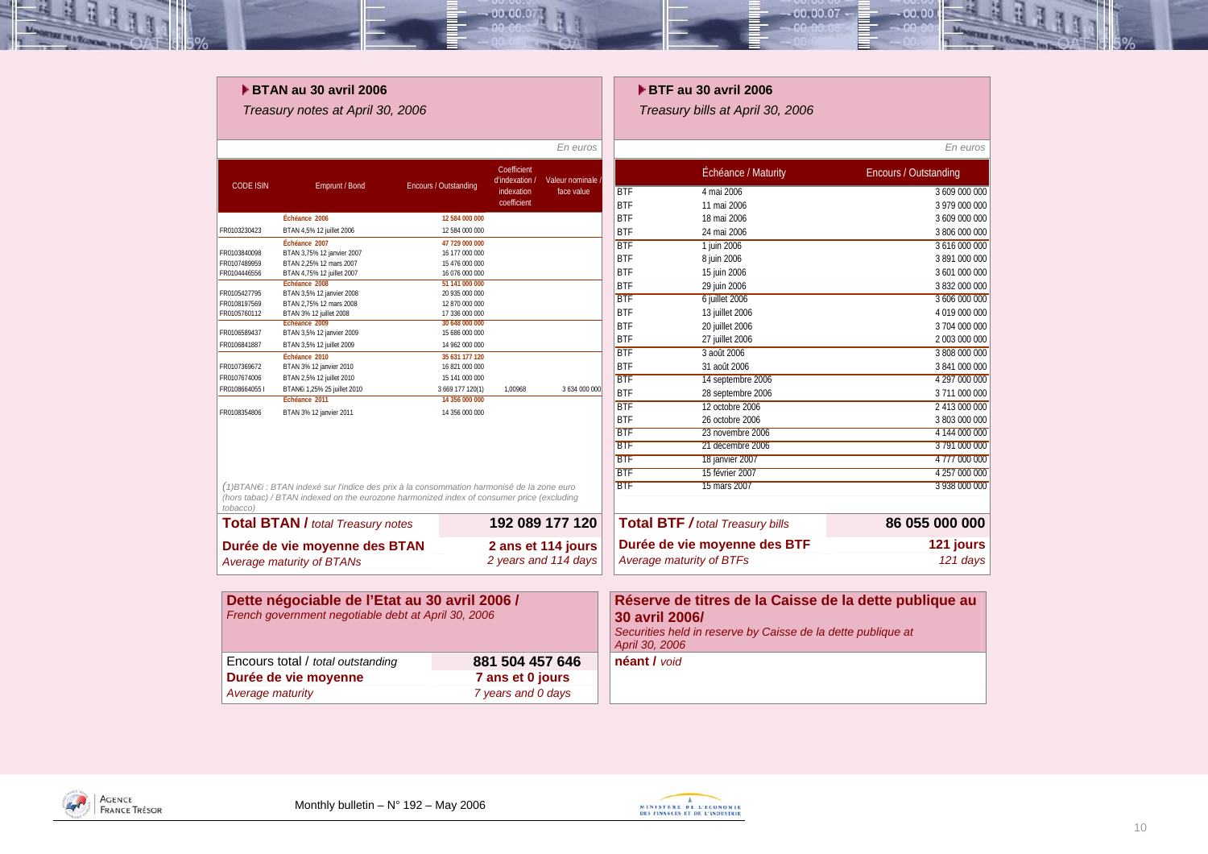## BTAN au 30 avril 2006

*Treasury notes at April 30, 2006*

*En euros*

| CODE ISIN | Emprunt / Bond | Encours / Outstanding | Coefficient d'indexation / indexation coefficient | Valeur nominale / face value |
|---|---|---|---|---|
| | **Échéance 2006** | **12 584 000 000** | | |
| FR0103230423 | BTAN 4,5% 12 juillet 2006 | 12 584 000 000 | | |
| | **Échéance 2007** | **47 729 000 000** | | |
| FR0103840098 | BTAN 3,75% 12 janvier 2007 | 16 177 000 000 | | |
| FR0107489959 | BTAN 2,25% 12 mars 2007 | 15 476 000 000 | | |
| FR0104446556 | BTAN 4,75% 12 juillet 2007 | 16 076 000 000 | | |
| | **Échéance 2008** | **51 141 000 000** | | |
| FR0105427795 | BTAN 3,5% 12 janvier 2008 | 20 935 000 000 | | |
| FR0108197569 | BTAN 2,75% 12 mars 2008 | 12 870 000 000 | | |
| FR0105760112 | BTAN 3% 12 juillet 2008 | 17 336 000 000 | | |
| | **Échéance 2009** | **30 648 000 000** | | |
| FR0106589437 | BTAN 3,5% 12 janvier 2009 | 15 686 000 000 | | |
| FR0106841887 | BTAN 3,5% 12 juillet 2009 | 14 962 000 000 | | |
| | **Échéance 2010** | **35 631 177 120** | | |
| FR0107369672 | BTAN 3% 12 janvier 2010 | 16 821 000 000 | | |
| FR0107674006 | BTAN 2,5% 12 juillet 2010 | 15 141 000 000 | | |
| FR0108664055 I | BTAN€i 1,25% 25 juillet 2010 | 3 669 177 120(1) | 1,00968 | 3 634 000 000 |
| | **Échéance 2011** | **14 356 000 000** | | |
| FR0108354806 | BTAN 3% 12 janvier 2011 | 14 356 000 000 | | |

*(1)BTAN€i : BTAN indexé sur l'indice des prix à la consommation harmonisé de la zone euro (hors tabac) / BTAN indexed on the eurozone harmonized index of consumer price (excluding tobacco)*

| | |
|---|---|
| **Total BTAN /** *total Treasury notes* | **192 089 177 120** |
| **Durée de vie moyenne des BTAN** | **2 ans et 114 jours** |
| *Average maturity of BTANs* | *2 years and 114 days* |

## BTF au 30 avril 2006

*Treasury bills at April 30, 2006*

*En euros*

| | Échéance / Maturity | Encours / Outstanding |
|---|---|---|
| BTF | 4 mai 2006 | 3 609 000 000 |
| BTF | 11 mai 2006 | 3 979 000 000 |
| BTF | 18 mai 2006 | 3 609 000 000 |
| BTF | 24 mai 2006 | 3 806 000 000 |
| BTF | 1 juin 2006 | 3 616 000 000 |
| BTF | 8 juin 2006 | 3 891 000 000 |
| BTF | 15 juin 2006 | 3 601 000 000 |
| BTF | 29 juin 2006 | 3 832 000 000 |
| BTF | 6 juillet 2006 | 3 606 000 000 |
| BTF | 13 juillet 2006 | 4 019 000 000 |
| BTF | 20 juillet 2006 | 3 704 000 000 |
| BTF | 27 juillet 2006 | 2 003 000 000 |
| BTF | 3 août 2006 | 3 808 000 000 |
| BTF | 31 août 2006 | 3 841 000 000 |
| BTF | 14 septembre 2006 | 4 297 000 000 |
| BTF | 28 septembre 2006 | 3 711 000 000 |
| BTF | 12 octobre 2006 | 2 413 000 000 |
| BTF | 26 octobre 2006 | 3 803 000 000 |
| BTF | 23 novembre 2006 | 4 144 000 000 |
| BTF | 21 décembre 2006 | 3 791 000 000 |
| BTF | 18 janvier 2007 | 4 777 000 000 |
| BTF | 15 février 2007 | 4 257 000 000 |
| BTF | 15 mars 2007 | 3 938 000 000 |

| | |
|---|---|
| **Total BTF /** *total Treasury bills* | **86 055 000 000** |
| **Durée de vie moyenne des BTF** | **121 jours** |
| *Average maturity of BTFs* | *121 days* |

## Dette négociable de l'Etat au 30 avril 2006 /

*French government negotiable debt at April 30, 2006*

| | |
|---|---|
| Encours total / *total outstanding* | **881 504 457 646** |
| **Durée de vie moyenne** | **7 ans et 0 jours** |
| *Average maturity* | *7 years and 0 days* |

## Réserve de titres de la Caisse de la dette publique au 30 avril 2006/

*Securities held in reserve by Caisse de la dette publique at April 30, 2006*

**néant /** *void*

Monthly bulletin – N° 192 – May 2006